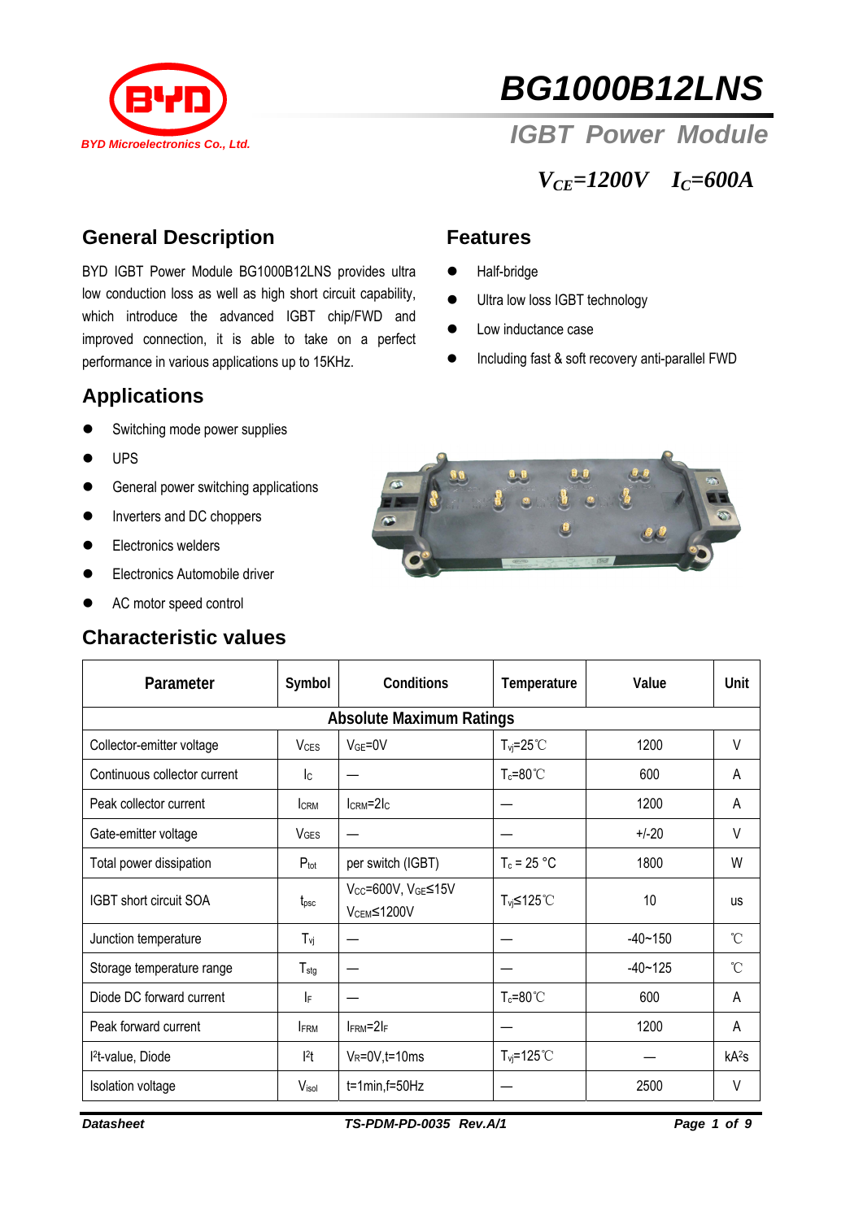BYD Microelectronics Co., Ltd.

# BG1000B12LNS

## IGBT Power Module

$V_{CE}$=1200V $I_C$=600A

## General Description

BYD IGBT Power Module BG1000B12LNS provides ultra low conduction loss as well as high short circuit capability, which introduce the advanced IGBT chip/FWD and improved connection, it is able to take on a perfect performance in various applications up to 15KHz.

## Features

- Half-bridge
- Ultra low loss IGBT technology
- Low inductance case
- Including fast & soft recovery anti-parallel FWD

## Applications

- Switching mode power supplies
- UPS
- General power switching applications
- Inverters and DC choppers
- Electronics welders
- Electronics Automobile driver
- AC motor speed control

## Characteristic values

| Parameter | Symbol | Conditions | Temperature | Value | Unit |
|---|---|---|---|---|---|
| **Absolute Maximum Ratings** | | | | | |
| Collector-emitter voltage | $V_{CES}$ | $V_{GE}$=0V | $T_{vj}$=25℃ | 1200 | V |
| Continuous collector current | $I_C$ | — | $T_c$=80℃ | 600 | A |
| Peak collector current | $I_{CRM}$ | $I_{CRM}$=2$I_C$ | — | 1200 | A |
| Gate-emitter voltage | $V_{GES}$ | — | — | +/-20 | V |
| Total power dissipation | $P_{tot}$ | per switch (IGBT) | $T_c$ = 25 °C | 1800 | W |
| IGBT short circuit SOA | $t_{psc}$ | $V_{CC}$=600V, $V_{GE}$≤15V $V_{CEM}$≤1200V | $T_{vj}$≤125℃ | 10 | us |
| Junction temperature | $T_{vj}$ | — | — | -40~150 | ℃ |
| Storage temperature range | $T_{stg}$ | — | — | -40~125 | ℃ |
| Diode DC forward current | $I_F$ | — | $T_c$=80℃ | 600 | A |
| Peak forward current | $I_{FRM}$ | $I_{FRM}$=2$I_F$ | — | 1200 | A |
| $I^2t$-value, Diode | $I^2t$ | $V_R$=0V,t=10ms | $T_{vj}$=125℃ | — | $kA^2s$ |
| Isolation voltage | $V_{isol}$ | t=1min,f=50Hz | — | 2500 | V |

Datasheet TS-PDM-PD-0035 Rev.A/1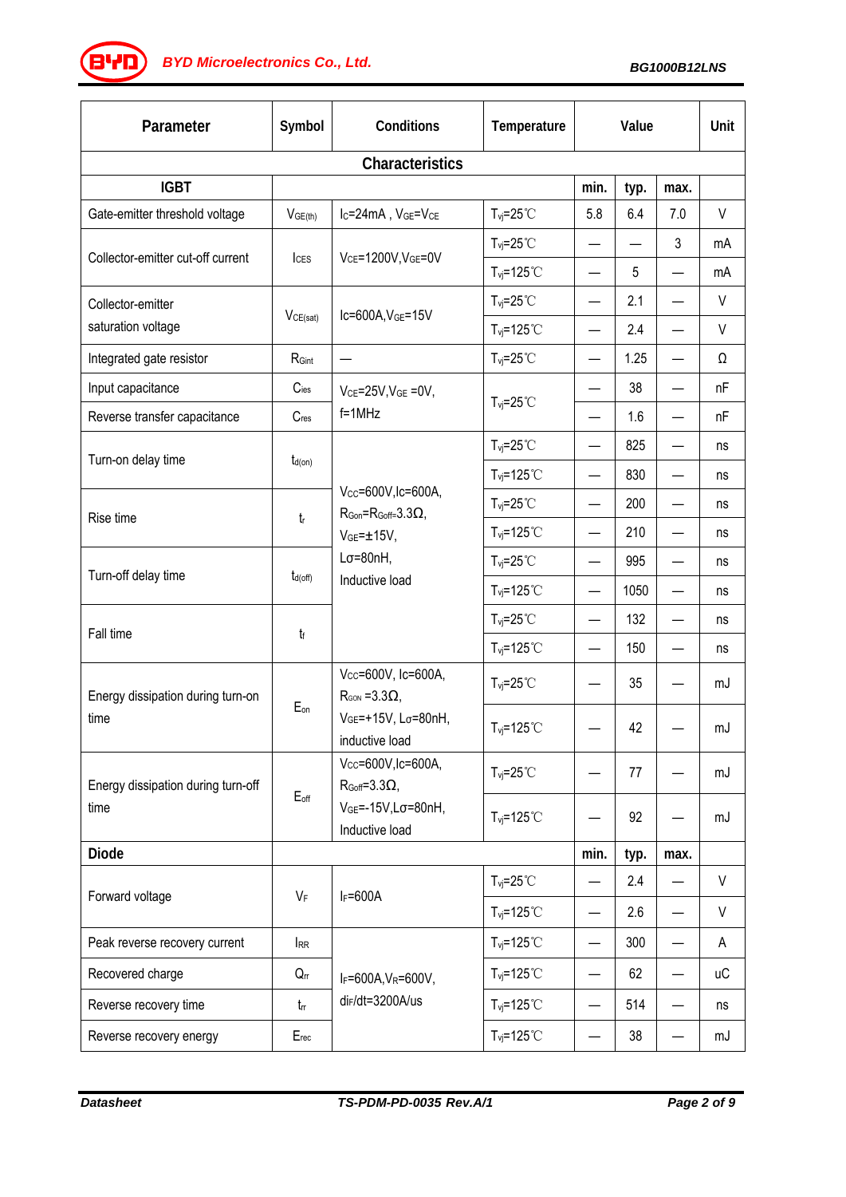| Parameter | Symbol | Conditions | Temperature | Value | | | Unit |
|---|---|---|---|---|---|---|---|
| **Characteristics** | | | | | | | |
| **IGBT** | | | | min. | typ. | max. | |
| Gate-emitter threshold voltage | $V_{GE(th)}$ | $I_C$=24mA , $V_{GE}$=$V_{CE}$ | $T_{vj}$=25℃ | 5.8 | 6.4 | 7.0 | V |
| Collector-emitter cut-off current | $I_{CES}$ | $V_{CE}$=1200V,$V_{GE}$=0V | $T_{vj}$=25℃ | — | — | 3 | mA |
| | | | $T_{vj}$=125℃ | — | 5 | — | mA |
| Collector-emitter saturation voltage | $V_{CE(sat)}$ | $I_C$=600A,$V_{GE}$=15V | $T_{vj}$=25℃ | — | 2.1 | — | V |
| | | | $T_{vj}$=125℃ | — | 2.4 | — | V |
| Integrated gate resistor | $R_{Gint}$ | — | $T_{vj}$=25℃ | — | 1.25 | — | Ω |
| Input capacitance | $C_{ies}$ | $V_{CE}$=25V,$V_{GE}$ =0V, f=1MHz | $T_{vj}$=25℃ | — | 38 | — | nF |
| Reverse transfer capacitance | $C_{res}$ | | | — | 1.6 | — | nF |
| Turn-on delay time | $t_{d(on)}$ | $V_{CC}$=600V,$I_C$=600A, $R_{Gon}$=$R_{Goff}$=3.3Ω, $V_{GE}$=±15V, Lσ=80nH, Inductive load | $T_{vj}$=25℃ | — | 825 | — | ns |
| | | | $T_{vj}$=125℃ | — | 830 | — | ns |
| Rise time | $t_r$ | | $T_{vj}$=25℃ | — | 200 | — | ns |
| | | | $T_{vj}$=125℃ | — | 210 | — | ns |
| Turn-off delay time | $t_{d(off)}$ | | $T_{vj}$=25℃ | — | 995 | — | ns |
| | | | $T_{vj}$=125℃ | — | 1050 | — | ns |
| Fall time | $t_f$ | | $T_{vj}$=25℃ | — | 132 | — | ns |
| | | | $T_{vj}$=125℃ | — | 150 | — | ns |
| Energy dissipation during turn-on time | $E_{on}$ | $V_{CC}$=600V, $I_C$=600A, $R_{GON}$ =3.3Ω, $V_{GE}$=+15V, Lσ=80nH, inductive load | $T_{vj}$=25℃ | — | 35 | — | mJ |
| | | | $T_{vj}$=125℃ | — | 42 | — | mJ |
| Energy dissipation during turn-off time | $E_{off}$ | $V_{CC}$=600V,$I_C$=600A, $R_{Goff}$=3.3Ω, $V_{GE}$=-15V,Lσ=80nH, Inductive load | $T_{vj}$=25℃ | — | 77 | — | mJ |
| | | | $T_{vj}$=125℃ | — | 92 | — | mJ |
| **Diode** | | | | min. | typ. | max. | |
| Forward voltage | $V_F$ | $I_F$=600A | $T_{vj}$=25℃ | — | 2.4 | — | V |
| | | | $T_{vj}$=125℃ | — | 2.6 | — | V |
| Peak reverse recovery current | $I_{RR}$ | $I_F$=600A,$V_R$=600V, $di_F/dt$=3200A/us | $T_{vj}$=125℃ | — | 300 | — | A |
| Recovered charge | $Q_{rr}$ | | $T_{vj}$=125℃ | — | 62 | — | uC |
| Reverse recovery time | $t_{rr}$ | | $T_{vj}$=125℃ | — | 514 | — | ns |
| Reverse recovery energy | $E_{rec}$ | | $T_{vj}$=125℃ | — | 38 | — | mJ |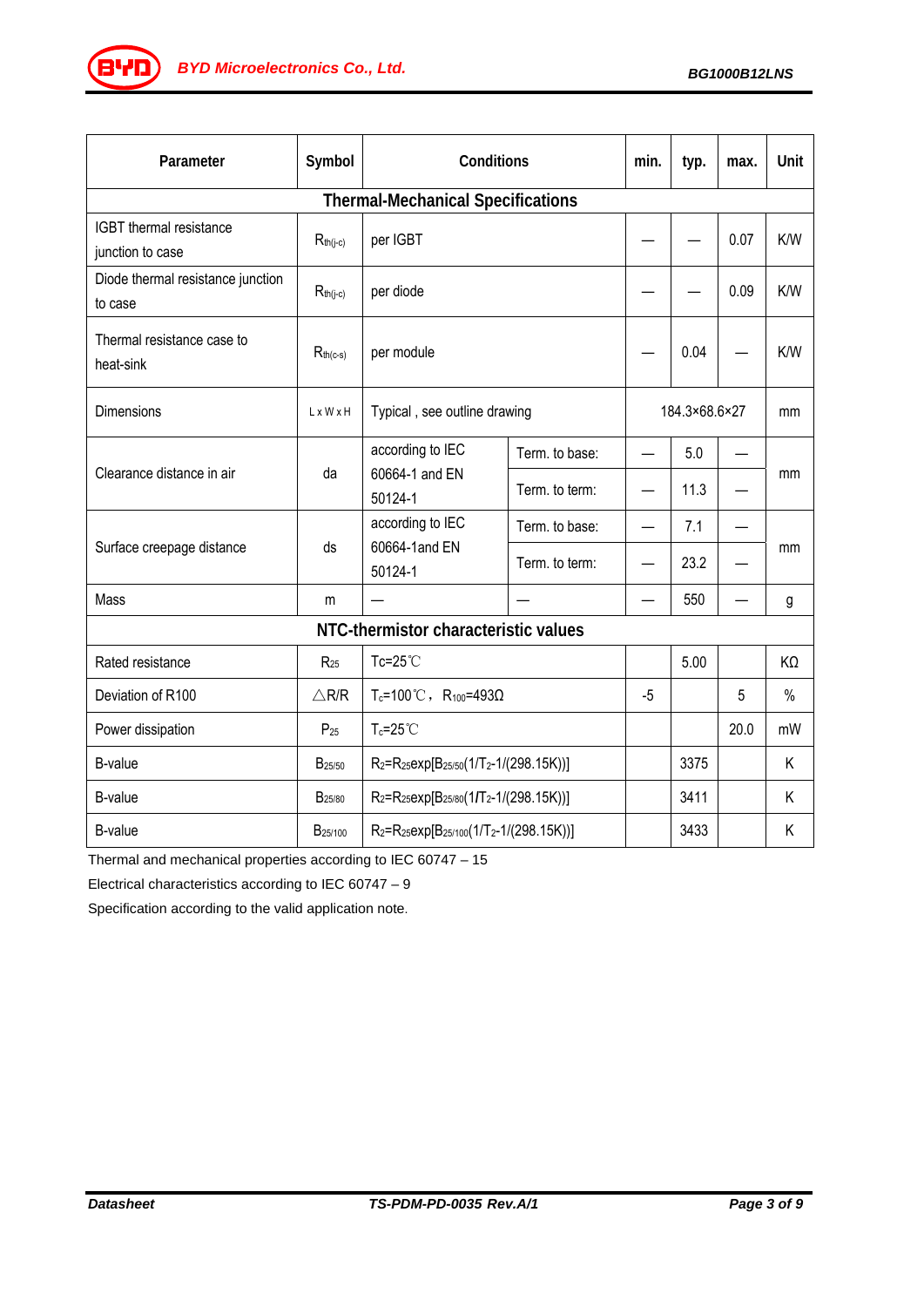| Parameter | Symbol | Conditions | | min. | typ. | max. | Unit |
|---|---|---|---|---|---|---|---|
| **Thermal-Mechanical Specifications** | | | | | | | |
| IGBT thermal resistance junction to case | $R_{th(j-c)}$ | per IGBT | | — | — | 0.07 | K/W |
| Diode thermal resistance junction to case | $R_{th(j-c)}$ | per diode | | — | — | 0.09 | K/W |
| Thermal resistance case to heat-sink | $R_{th(c-s)}$ | per module | | — | 0.04 | — | K/W |
| Dimensions | L x W x H | Typical , see outline drawing | | 184.3×68.6×27 | | | mm |
| Clearance distance in air | da | according to IEC 60664-1 and EN 50124-1 | Term. to base: | — | 5.0 | — | mm |
| | | | Term. to term: | — | 11.3 | — | |
| Surface creepage distance | ds | according to IEC 60664-1and EN 50124-1 | Term. to base: | — | 7.1 | — | mm |
| | | | Term. to term: | — | 23.2 | — | |
| Mass | m | — | — | — | 550 | — | g |
| **NTC-thermistor characteristic values** | | | | | | | |
| Rated resistance | $R_{25}$ | Tc=25℃ | | | 5.00 | | KΩ |
| Deviation of R100 | △R/R | $T_c$=100℃， $R_{100}$=493Ω | | -5 | | 5 | % |
| Power dissipation | $P_{25}$ | $T_c$=25℃ | | | | 20.0 | mW |
| B-value | $B_{25/50}$ | $R_2=R_{25}\exp[B_{25/50}(1/T_2-1/(298.15K))]$ | | | 3375 | | K |
| B-value | $B_{25/80}$ | $R_2=R_{25}\exp[B_{25/80}(1/T_2-1/(298.15K))]$ | | | 3411 | | K |
| B-value | $B_{25/100}$ | $R_2=R_{25}\exp[B_{25/100}(1/T_2-1/(298.15K))]$ | | | 3433 | | K |

Thermal and mechanical properties according to IEC 60747 – 15

Electrical characteristics according to IEC 60747 – 9

Specification according to the valid application note.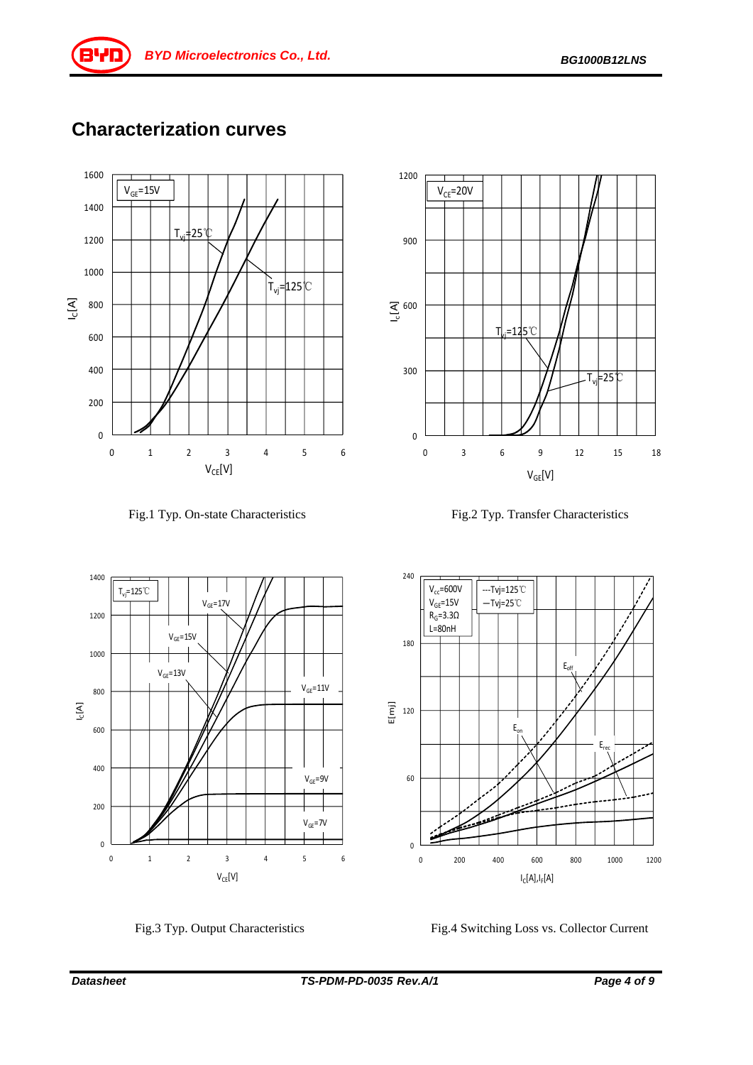# Characterization curves

Fig.1 Typ. On-state Characteristics

Fig.2 Typ. Transfer Characteristics

Fig.3 Typ. Output Characteristics

Fig.4 Switching Loss vs. Collector Current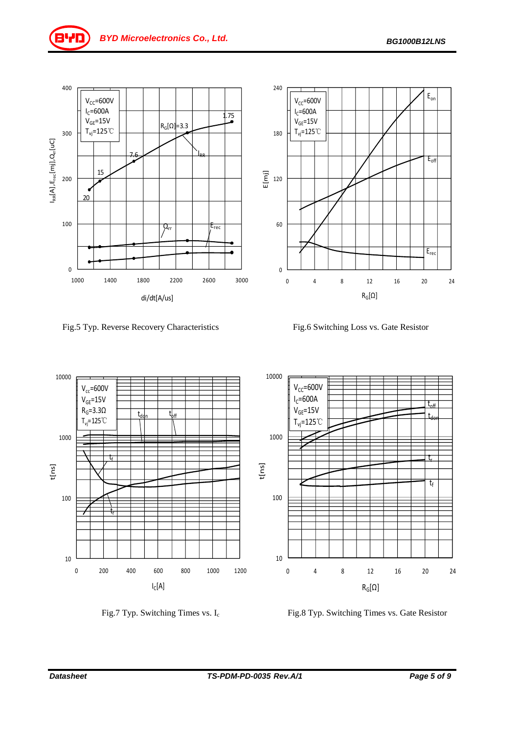Fig.5 Typ. Reverse Recovery Characteristics

Fig.6 Switching Loss vs. Gate Resistor

Fig.7 Typ. Switching Times vs. $I_c$

Fig.8 Typ. Switching Times vs. Gate Resistor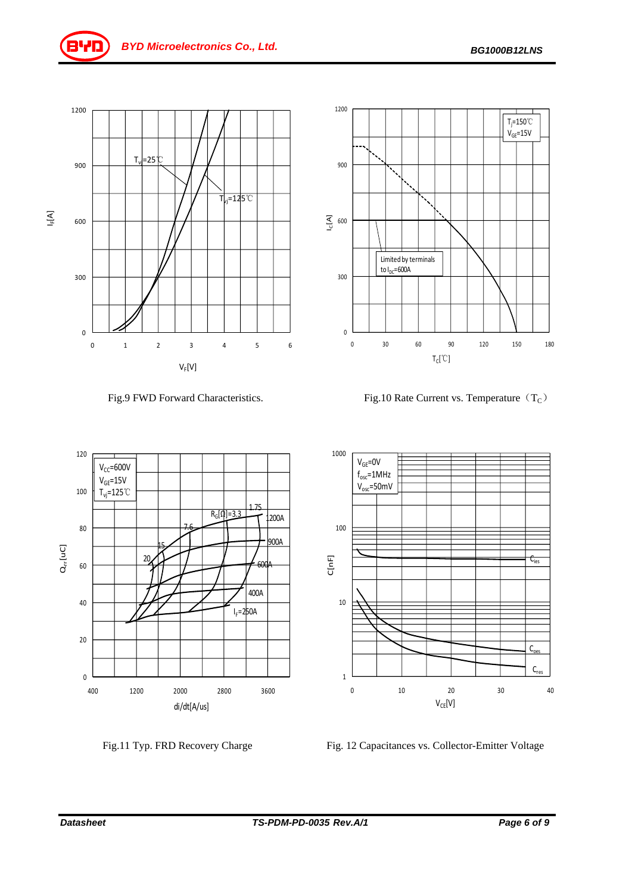Fig.9 FWD Forward Characteristics.

Fig.10 Rate Current vs. Temperature（$T_C$）

Fig.11 Typ. FRD Recovery Charge

Fig. 12 Capacitances vs. Collector-Emitter Voltage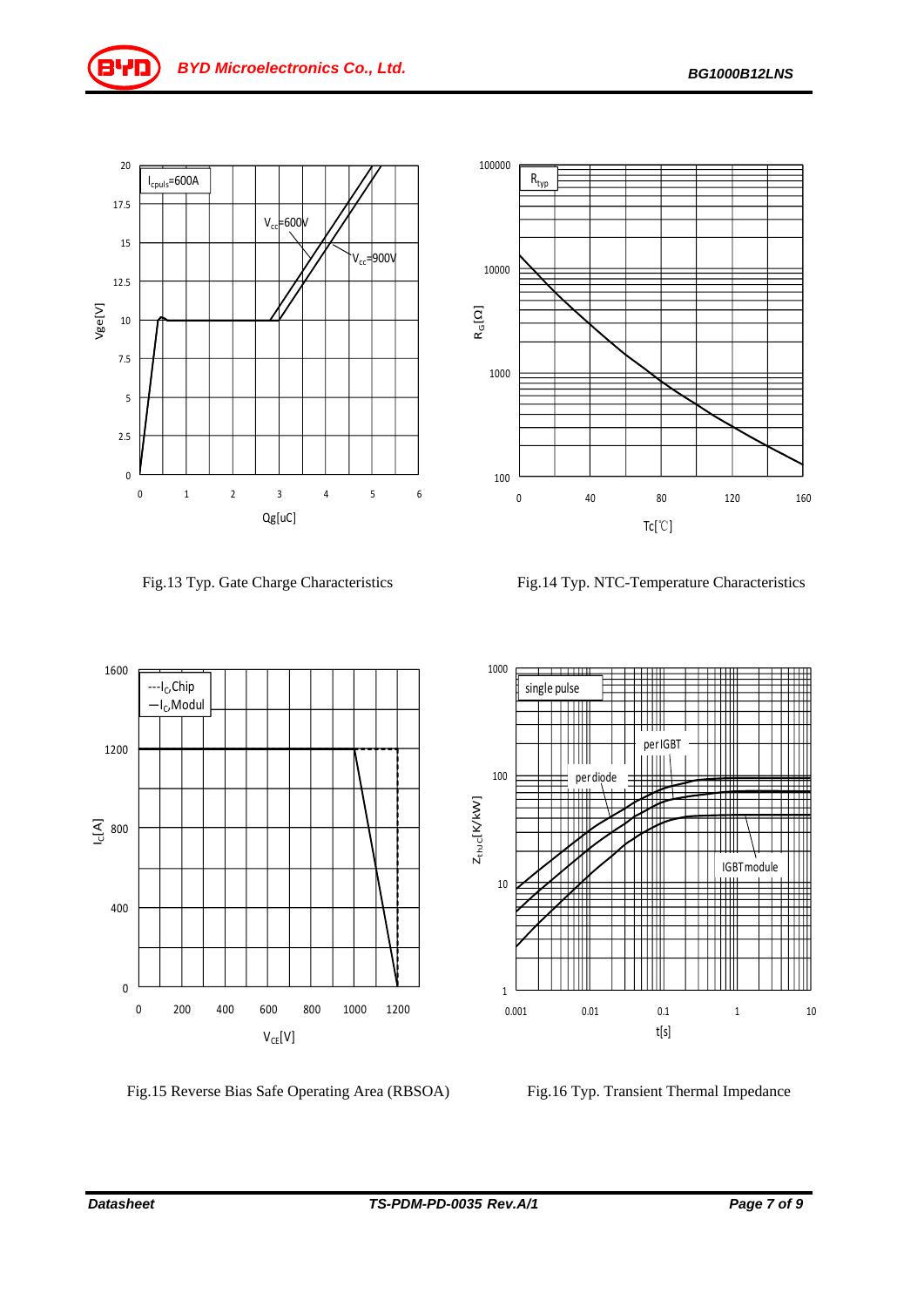Fig.13 Typ. Gate Charge Characteristics

Fig.14 Typ. NTC-Temperature Characteristics

Fig.15 Reverse Bias Safe Operating Area (RBSOA)

Fig.16 Typ. Transient Thermal Impedance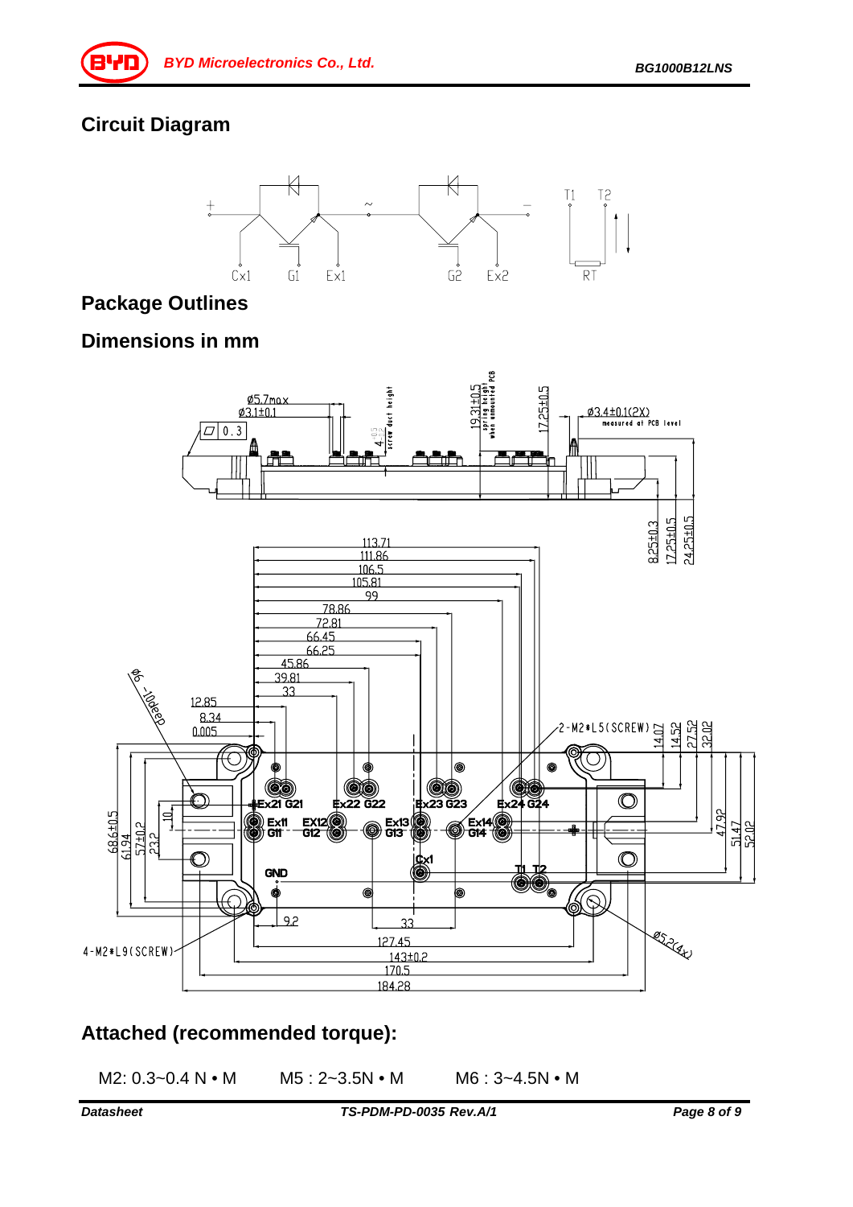## Circuit Diagram

## Package Outlines

## Dimensions in mm

## Attached (recommended torque):

M2: 0.3~0.4 N • M　　M5 : 2~3.5N • M　　M6 : 3~4.5N • M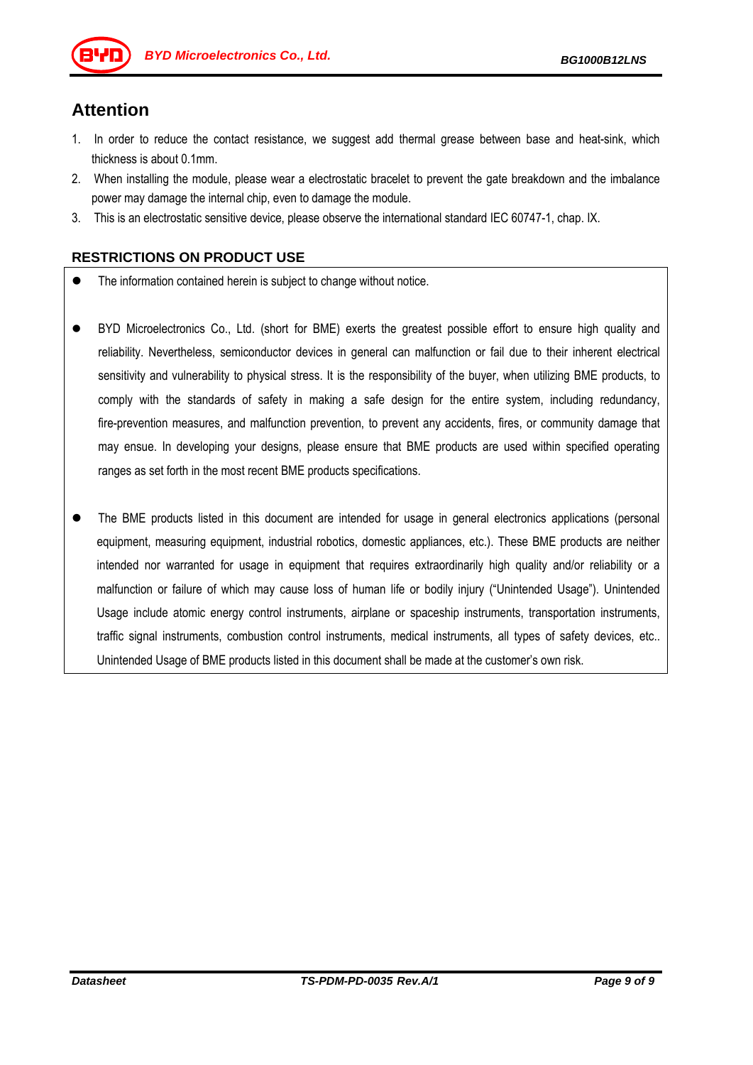## Attention

1. In order to reduce the contact resistance, we suggest add thermal grease between base and heat-sink, which thickness is about 0.1mm.
2. When installing the module, please wear a electrostatic bracelet to prevent the gate breakdown and the imbalance power may damage the internal chip, even to damage the module.
3. This is an electrostatic sensitive device, please observe the international standard IEC 60747-1, chap. IX.

### RESTRICTIONS ON PRODUCT USE

- The information contained herein is subject to change without notice.

- BYD Microelectronics Co., Ltd. (short for BME) exerts the greatest possible effort to ensure high quality and reliability. Nevertheless, semiconductor devices in general can malfunction or fail due to their inherent electrical sensitivity and vulnerability to physical stress. It is the responsibility of the buyer, when utilizing BME products, to comply with the standards of safety in making a safe design for the entire system, including redundancy, fire-prevention measures, and malfunction prevention, to prevent any accidents, fires, or community damage that may ensue. In developing your designs, please ensure that BME products are used within specified operating ranges as set forth in the most recent BME products specifications.

- The BME products listed in this document are intended for usage in general electronics applications (personal equipment, measuring equipment, industrial robotics, domestic appliances, etc.). These BME products are neither intended nor warranted for usage in equipment that requires extraordinarily high quality and/or reliability or a malfunction or failure of which may cause loss of human life or bodily injury ("Unintended Usage"). Unintended Usage include atomic energy control instruments, airplane or spaceship instruments, transportation instruments, traffic signal instruments, combustion control instruments, medical instruments, all types of safety devices, etc.. Unintended Usage of BME products listed in this document shall be made at the customer's own risk.